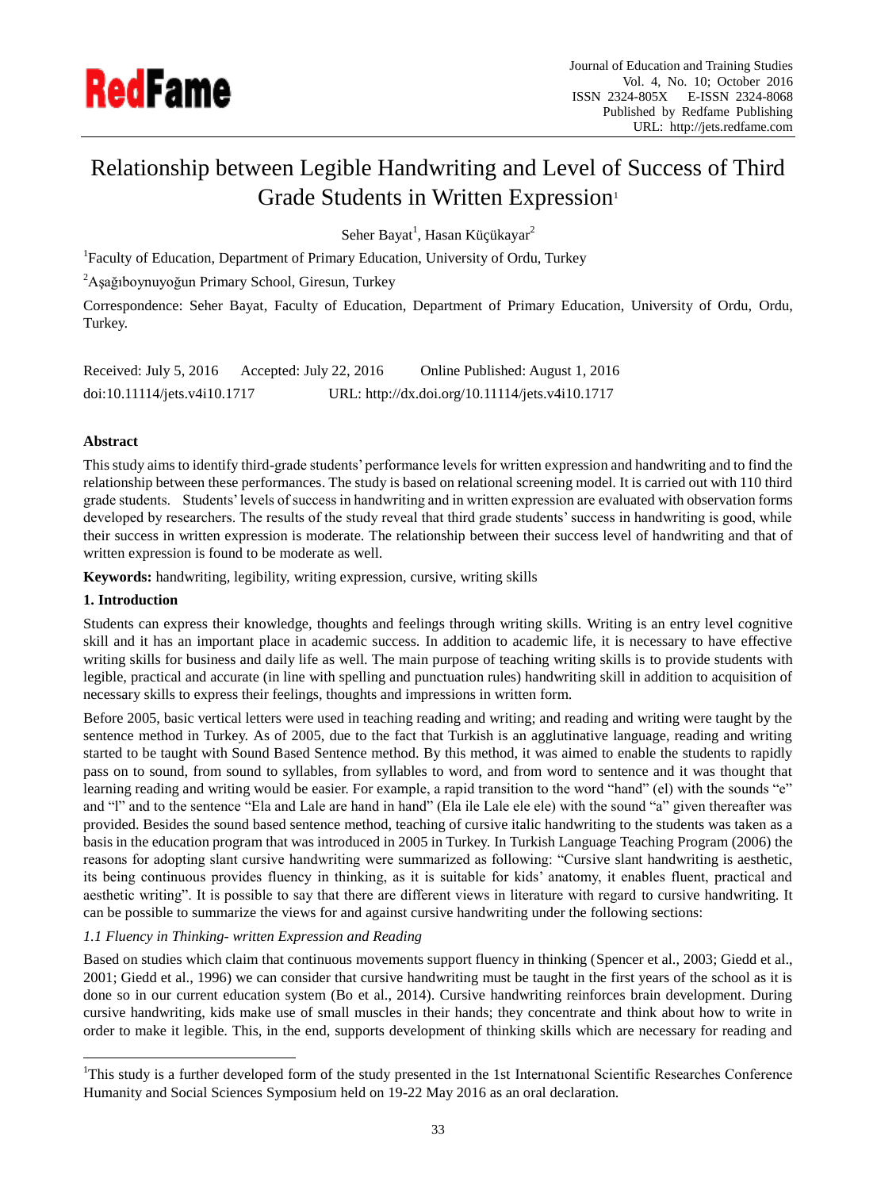# Relationship between Legible Handwriting and Level of Success of Third Grade Students in Written Expression[1]

Seher Bayat[1], Hasan Küçükayar[2]

[1]Faculty of Education, Department of Primary Education, University of Ordu, Turkey

[2]Aşağıboynuyoğun Primary School, Giresun, Turkey

Correspondence: Seher Bayat, Faculty of Education, Department of Primary Education, University of Ordu, Ordu, Turkey.

Received: July 5, 2016 Accepted: July 22, 2016 Online Published: August 1, 2016

doi:10.11114/jets.v4i10.1717 URL: http://dx.doi.org/10.11114/jets.v4i10.1717

**Abstract**

This study aims to identify third-grade students' performance levels for written expression and handwriting and to find the relationship between these performances. The study is based on relational screening model. It is carried out with 110 third grade students. Students' levels of success in handwriting and in written expression are evaluated with observation forms developed by researchers. The results of the study reveal that third grade students' success in handwriting is good, while their success in written expression is moderate. The relationship between their success level of handwriting and that of written expression is found to be moderate as well.

**Keywords:** handwriting, legibility, writing expression, cursive, writing skills

## 1. Introduction

Students can express their knowledge, thoughts and feelings through writing skills. Writing is an entry level cognitive skill and it has an important place in academic success. In addition to academic life, it is necessary to have effective writing skills for business and daily life as well. The main purpose of teaching writing skills is to provide students with legible, practical and accurate (in line with spelling and punctuation rules) handwriting skill in addition to acquisition of necessary skills to express their feelings, thoughts and impressions in written form.

Before 2005, basic vertical letters were used in teaching reading and writing; and reading and writing were taught by the sentence method in Turkey. As of 2005, due to the fact that Turkish is an agglutinative language, reading and writing started to be taught with Sound Based Sentence method. By this method, it was aimed to enable the students to rapidly pass on to sound, from sound to syllables, from syllables to word, and from word to sentence and it was thought that learning reading and writing would be easier. For example, a rapid transition to the word "hand" (el) with the sounds "e" and "l" and to the sentence "Ela and Lale are hand in hand" (Ela ile Lale ele ele) with the sound "a" given thereafter was provided. Besides the sound based sentence method, teaching of cursive italic handwriting to the students was taken as a basis in the education program that was introduced in 2005 in Turkey. In Turkish Language Teaching Program (2006) the reasons for adopting slant cursive handwriting were summarized as following: "Cursive slant handwriting is aesthetic, its being continuous provides fluency in thinking, as it is suitable for kids' anatomy, it enables fluent, practical and aesthetic writing". It is possible to say that there are different views in literature with regard to cursive handwriting. It can be possible to summarize the views for and against cursive handwriting under the following sections:

### *1.1 Fluency in Thinking- written Expression and Reading*

Based on studies which claim that continuous movements support fluency in thinking (Spencer et al., 2003; Giedd et al., 2001; Giedd et al., 1996) we can consider that cursive handwriting must be taught in the first years of the school as it is done so in our current education system (Bo et al., 2014). Cursive handwriting reinforces brain development. During cursive handwriting, kids make use of small muscles in their hands; they concentrate and think about how to write in order to make it legible. This, in the end, supports development of thinking skills which are necessary for reading and

[1]This study is a further developed form of the study presented in the 1st Internatıonal Scientific Researches Conference Humanity and Social Sciences Symposium held on 19-22 May 2016 as an oral declaration.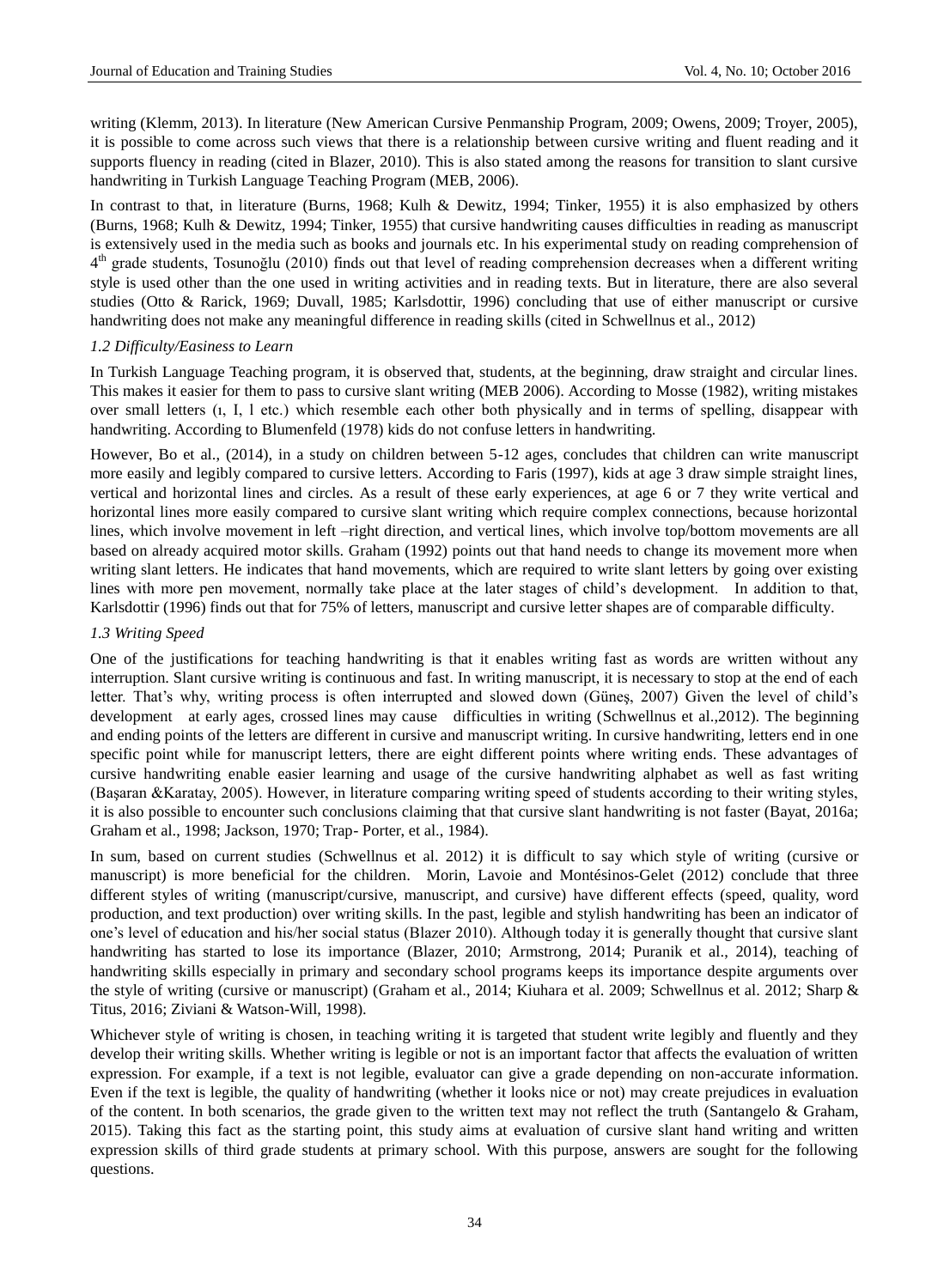writing (Klemm, 2013). In literature (New American Cursive Penmanship Program, 2009; Owens, 2009; Troyer, 2005), it is possible to come across such views that there is a relationship between cursive writing and fluent reading and it supports fluency in reading (cited in Blazer, 2010). This is also stated among the reasons for transition to slant cursive handwriting in Turkish Language Teaching Program (MEB, 2006).

In contrast to that, in literature (Burns, 1968; Kulh & Dewitz, 1994; Tinker, 1955) it is also emphasized by others (Burns, 1968; Kulh & Dewitz, 1994; Tinker, 1955) that cursive handwriting causes difficulties in reading as manuscript is extensively used in the media such as books and journals etc. In his experimental study on reading comprehension of 4th grade students, Tosunoğlu (2010) finds out that level of reading comprehension decreases when a different writing style is used other than the one used in writing activities and in reading texts. But in literature, there are also several studies (Otto & Rarick, 1969; Duvall, 1985; Karlsdottir, 1996) concluding that use of either manuscript or cursive handwriting does not make any meaningful difference in reading skills (cited in Schwellnus et al., 2012)

*1.2 Difficulty/Easiness to Learn*

In Turkish Language Teaching program, it is observed that, students, at the beginning, draw straight and circular lines. This makes it easier for them to pass to cursive slant writing (MEB 2006). According to Mosse (1982), writing mistakes over small letters (ı, I, l etc.) which resemble each other both physically and in terms of spelling, disappear with handwriting. According to Blumenfeld (1978) kids do not confuse letters in handwriting.

However, Bo et al., (2014), in a study on children between 5-12 ages, concludes that children can write manuscript more easily and legibly compared to cursive letters. According to Faris (1997), kids at age 3 draw simple straight lines, vertical and horizontal lines and circles. As a result of these early experiences, at age 6 or 7 they write vertical and horizontal lines more easily compared to cursive slant writing which require complex connections, because horizontal lines, which involve movement in left –right direction, and vertical lines, which involve top/bottom movements are all based on already acquired motor skills. Graham (1992) points out that hand needs to change its movement more when writing slant letters. He indicates that hand movements, which are required to write slant letters by going over existing lines with more pen movement, normally take place at the later stages of child's development. In addition to that, Karlsdottir (1996) finds out that for 75% of letters, manuscript and cursive letter shapes are of comparable difficulty.

*1.3 Writing Speed*

One of the justifications for teaching handwriting is that it enables writing fast as words are written without any interruption. Slant cursive writing is continuous and fast. In writing manuscript, it is necessary to stop at the end of each letter. That's why, writing process is often interrupted and slowed down (Güneş, 2007) Given the level of child's development at early ages, crossed lines may cause difficulties in writing (Schwellnus et al.,2012). The beginning and ending points of the letters are different in cursive and manuscript writing. In cursive handwriting, letters end in one specific point while for manuscript letters, there are eight different points where writing ends. These advantages of cursive handwriting enable easier learning and usage of the cursive handwriting alphabet as well as fast writing (Başaran &Karatay, 2005). However, in literature comparing writing speed of students according to their writing styles, it is also possible to encounter such conclusions claiming that that cursive slant handwriting is not faster (Bayat, 2016a; Graham et al., 1998; Jackson, 1970; Trap- Porter, et al., 1984).

In sum, based on current studies (Schwellnus et al. 2012) it is difficult to say which style of writing (cursive or manuscript) is more beneficial for the children. Morin, Lavoie and Montésinos-Gelet (2012) conclude that three different styles of writing (manuscript/cursive, manuscript, and cursive) have different effects (speed, quality, word production, and text production) over writing skills. In the past, legible and stylish handwriting has been an indicator of one's level of education and his/her social status (Blazer 2010). Although today it is generally thought that cursive slant handwriting has started to lose its importance (Blazer, 2010; Armstrong, 2014; Puranik et al., 2014), teaching of handwriting skills especially in primary and secondary school programs keeps its importance despite arguments over the style of writing (cursive or manuscript) (Graham et al., 2014; Kiuhara et al. 2009; Schwellnus et al. 2012; Sharp & Titus, 2016; Ziviani & Watson-Will, 1998).

Whichever style of writing is chosen, in teaching writing it is targeted that student write legibly and fluently and they develop their writing skills. Whether writing is legible or not is an important factor that affects the evaluation of written expression. For example, if a text is not legible, evaluator can give a grade depending on non-accurate information. Even if the text is legible, the quality of handwriting (whether it looks nice or not) may create prejudices in evaluation of the content. In both scenarios, the grade given to the written text may not reflect the truth (Santangelo & Graham, 2015). Taking this fact as the starting point, this study aims at evaluation of cursive slant hand writing and written expression skills of third grade students at primary school. With this purpose, answers are sought for the following questions.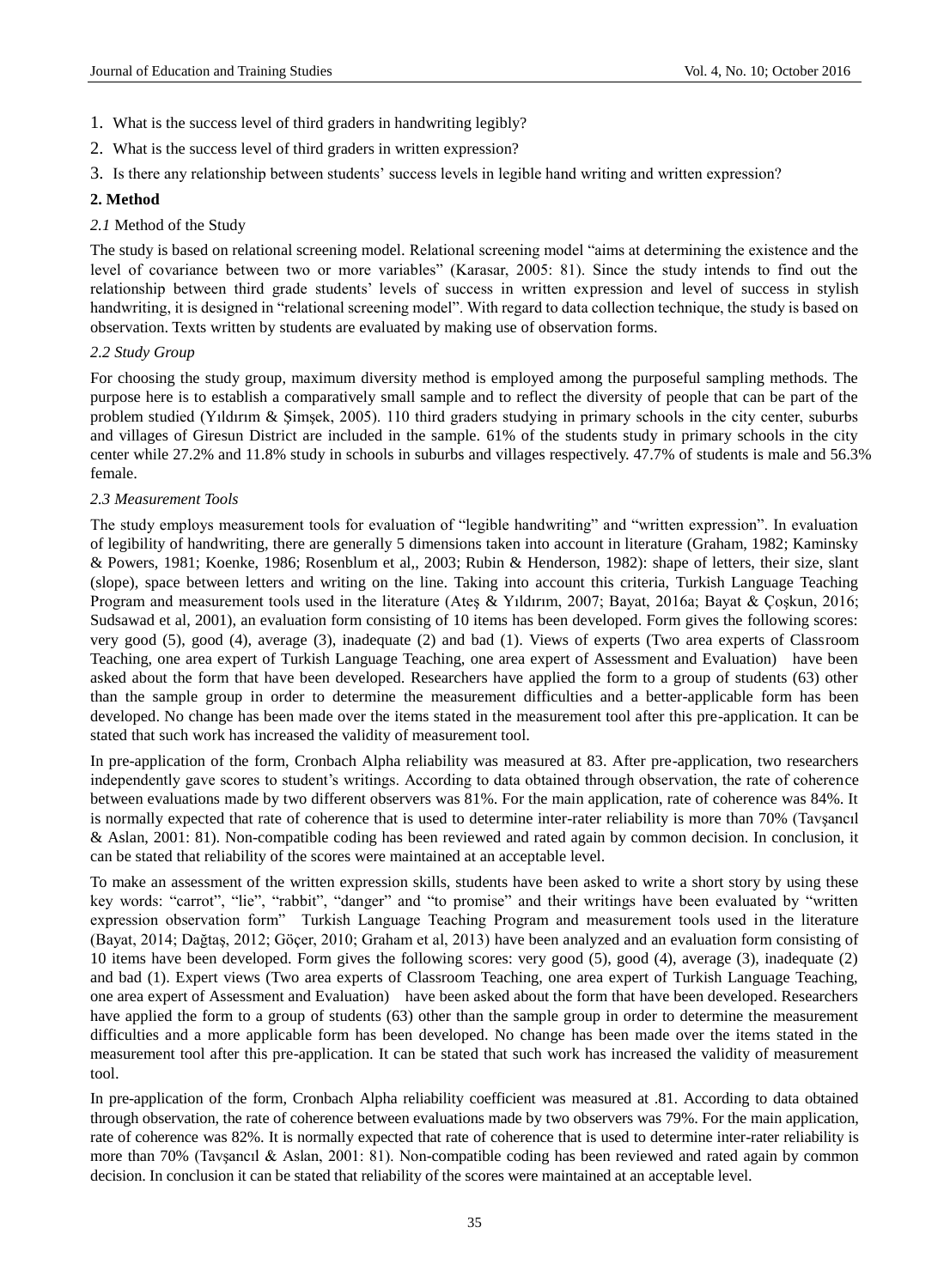1. What is the success level of third graders in handwriting legibly?
2. What is the success level of third graders in written expression?
3. Is there any relationship between students' success levels in legible hand writing and written expression?

## 2. Method

### *2.1* Method of the Study

The study is based on relational screening model. Relational screening model "aims at determining the existence and the level of covariance between two or more variables" (Karasar, 2005: 81). Since the study intends to find out the relationship between third grade students' levels of success in written expression and level of success in stylish handwriting, it is designed in "relational screening model". With regard to data collection technique, the study is based on observation. Texts written by students are evaluated by making use of observation forms.

### *2.2 Study Group*

For choosing the study group, maximum diversity method is employed among the purposeful sampling methods. The purpose here is to establish a comparatively small sample and to reflect the diversity of people that can be part of the problem studied (Yıldırım & Şimşek, 2005). 110 third graders studying in primary schools in the city center, suburbs and villages of Giresun District are included in the sample. 61% of the students study in primary schools in the city center while 27.2% and 11.8% study in schools in suburbs and villages respectively. 47.7% of students is male and 56.3% female.

### *2.3 Measurement Tools*

The study employs measurement tools for evaluation of "legible handwriting" and "written expression". In evaluation of legibility of handwriting, there are generally 5 dimensions taken into account in literature (Graham, 1982; Kaminsky & Powers, 1981; Koenke, 1986; Rosenblum et al,, 2003; Rubin & Henderson, 1982): shape of letters, their size, slant (slope), space between letters and writing on the line. Taking into account this criteria, Turkish Language Teaching Program and measurement tools used in the literature (Ateş & Yıldırım, 2007; Bayat, 2016a; Bayat & Çoşkun, 2016; Sudsawad et al, 2001), an evaluation form consisting of 10 items has been developed. Form gives the following scores: very good (5), good (4), average (3), inadequate (2) and bad (1). Views of experts (Two area experts of Classroom Teaching, one area expert of Turkish Language Teaching, one area expert of Assessment and Evaluation) have been asked about the form that have been developed. Researchers have applied the form to a group of students (63) other than the sample group in order to determine the measurement difficulties and a better-applicable form has been developed. No change has been made over the items stated in the measurement tool after this pre-application. It can be stated that such work has increased the validity of measurement tool.

In pre-application of the form, Cronbach Alpha reliability was measured at 83. After pre-application, two researchers independently gave scores to student's writings. According to data obtained through observation, the rate of coherence between evaluations made by two different observers was 81%. For the main application, rate of coherence was 84%. It is normally expected that rate of coherence that is used to determine inter-rater reliability is more than 70% (Tavşancıl & Aslan, 2001: 81). Non-compatible coding has been reviewed and rated again by common decision. In conclusion, it can be stated that reliability of the scores were maintained at an acceptable level.

To make an assessment of the written expression skills, students have been asked to write a short story by using these key words: "carrot", "lie", "rabbit", "danger" and "to promise" and their writings have been evaluated by "written expression observation form" Turkish Language Teaching Program and measurement tools used in the literature (Bayat, 2014; Dağtaş, 2012; Göçer, 2010; Graham et al, 2013) have been analyzed and an evaluation form consisting of 10 items have been developed. Form gives the following scores: very good (5), good (4), average (3), inadequate (2) and bad (1). Expert views (Two area experts of Classroom Teaching, one area expert of Turkish Language Teaching, one area expert of Assessment and Evaluation) have been asked about the form that have been developed. Researchers have applied the form to a group of students (63) other than the sample group in order to determine the measurement difficulties and a more applicable form has been developed. No change has been made over the items stated in the measurement tool after this pre-application. It can be stated that such work has increased the validity of measurement tool.

In pre-application of the form, Cronbach Alpha reliability coefficient was measured at .81. According to data obtained through observation, the rate of coherence between evaluations made by two observers was 79%. For the main application, rate of coherence was 82%. It is normally expected that rate of coherence that is used to determine inter-rater reliability is more than 70% (Tavşancıl & Aslan, 2001: 81). Non-compatible coding has been reviewed and rated again by common decision. In conclusion it can be stated that reliability of the scores were maintained at an acceptable level.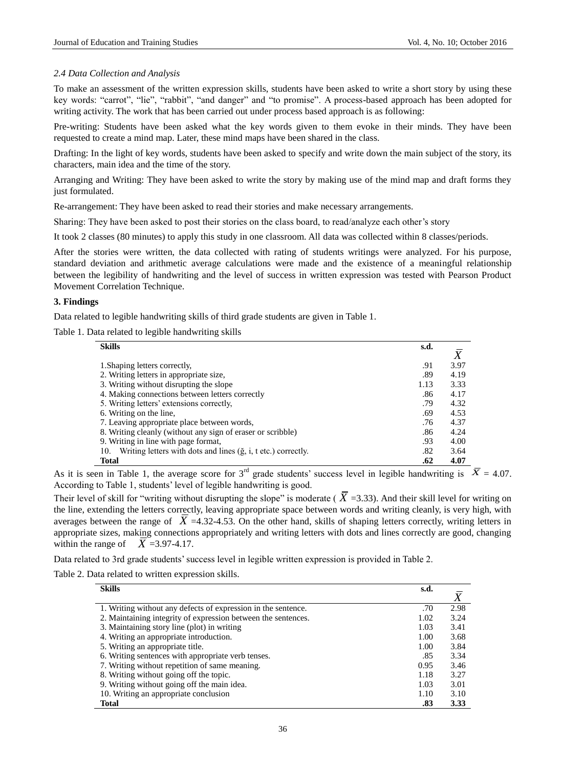### *2.4 Data Collection and Analysis*

To make an assessment of the written expression skills, students have been asked to write a short story by using these key words: “carrot”, “lie”, “rabbit”, “and danger” and “to promise”. A process-based approach has been adopted for writing activity. The work that has been carried out under process based approach is as following:

Pre-writing: Students have been asked what the key words given to them evoke in their minds. They have been requested to create a mind map. Later, these mind maps have been shared in the class.

Drafting: In the light of key words, students have been asked to specify and write down the main subject of the story, its characters, main idea and the time of the story.

Arranging and Writing: They have been asked to write the story by making use of the mind map and draft forms they just formulated.

Re-arrangement: They have been asked to read their stories and make necessary arrangements.

Sharing: They have been asked to post their stories on the class board, to read/analyze each other’s story

It took 2 classes (80 minutes) to apply this study in one classroom. All data was collected within 8 classes/periods.

After the stories were written, the data collected with rating of students writings were analyzed. For his purpose, standard deviation and arithmetic average calculations were made and the existence of a meaningful relationship between the legibility of handwriting and the level of success in written expression was tested with Pearson Product Movement Correlation Technique.

## 3. Findings

Data related to legible handwriting skills of third grade students are given in Table 1.

Table 1. Data related to legible handwriting skills

| Skills | s.d. | $\bar{X}$ |
|---|---|---|
| 1.Shaping letters correctly, | .91 | 3.97 |
| 2. Writing letters in appropriate size, | .89 | 4.19 |
| 3. Writing without disrupting the slope | 1.13 | 3.33 |
| 4. Making connections between letters correctly | .86 | 4.17 |
| 5. Writing letters’ extensions correctly, | .79 | 4.32 |
| 6. Writing on the line, | .69 | 4.53 |
| 7. Leaving appropriate place between words, | .76 | 4.37 |
| 8. Writing cleanly (without any sign of eraser or scribble) | .86 | 4.24 |
| 9. Writing in line with page format, | .93 | 4.00 |
| 10. Writing letters with dots and lines (ğ, i, t etc.) correctly. | .82 | 3.64 |
| **Total** | **.62** | **4.07** |

As it is seen in Table 1, the average score for 3rd grade students’ success level in legible handwriting is $\bar{X}$ = 4.07. According to Table 1, students’ level of legible handwriting is good.

Their level of skill for “writing without disrupting the slope” is moderate ( $\bar{X}$ =3.33). And their skill level for writing on the line, extending the letters correctly, leaving appropriate space between words and writing cleanly, is very high, with averages between the range of $\bar{X}$ =4.32-4.53. On the other hand, skills of shaping letters correctly, writing letters in appropriate sizes, making connections appropriately and writing letters with dots and lines correctly are good, changing within the range of $\bar{X}$ =3.97-4.17.

Data related to 3rd grade students’ success level in legible written expression is provided in Table 2.

Table 2. Data related to written expression skills.

| Skills | s.d. | $\bar{X}$ |
|---|---|---|
| 1. Writing without any defects of expression in the sentence. | .70 | 2.98 |
| 2. Maintaining integrity of expression between the sentences. | 1.02 | 3.24 |
| 3. Maintaining story line (plot) in writing | 1.03 | 3.41 |
| 4. Writing an appropriate introduction. | 1.00 | 3.68 |
| 5. Writing an appropriate title. | 1.00 | 3.84 |
| 6. Writing sentences with appropriate verb tenses. | .85 | 3.34 |
| 7. Writing without repetition of same meaning. | 0.95 | 3.46 |
| 8. Writing without going off the topic. | 1.18 | 3.27 |
| 9. Writing without going off the main idea. | 1.03 | 3.01 |
| 10. Writing an appropriate conclusion | 1.10 | 3.10 |
| **Total** | **.83** | **3.33** |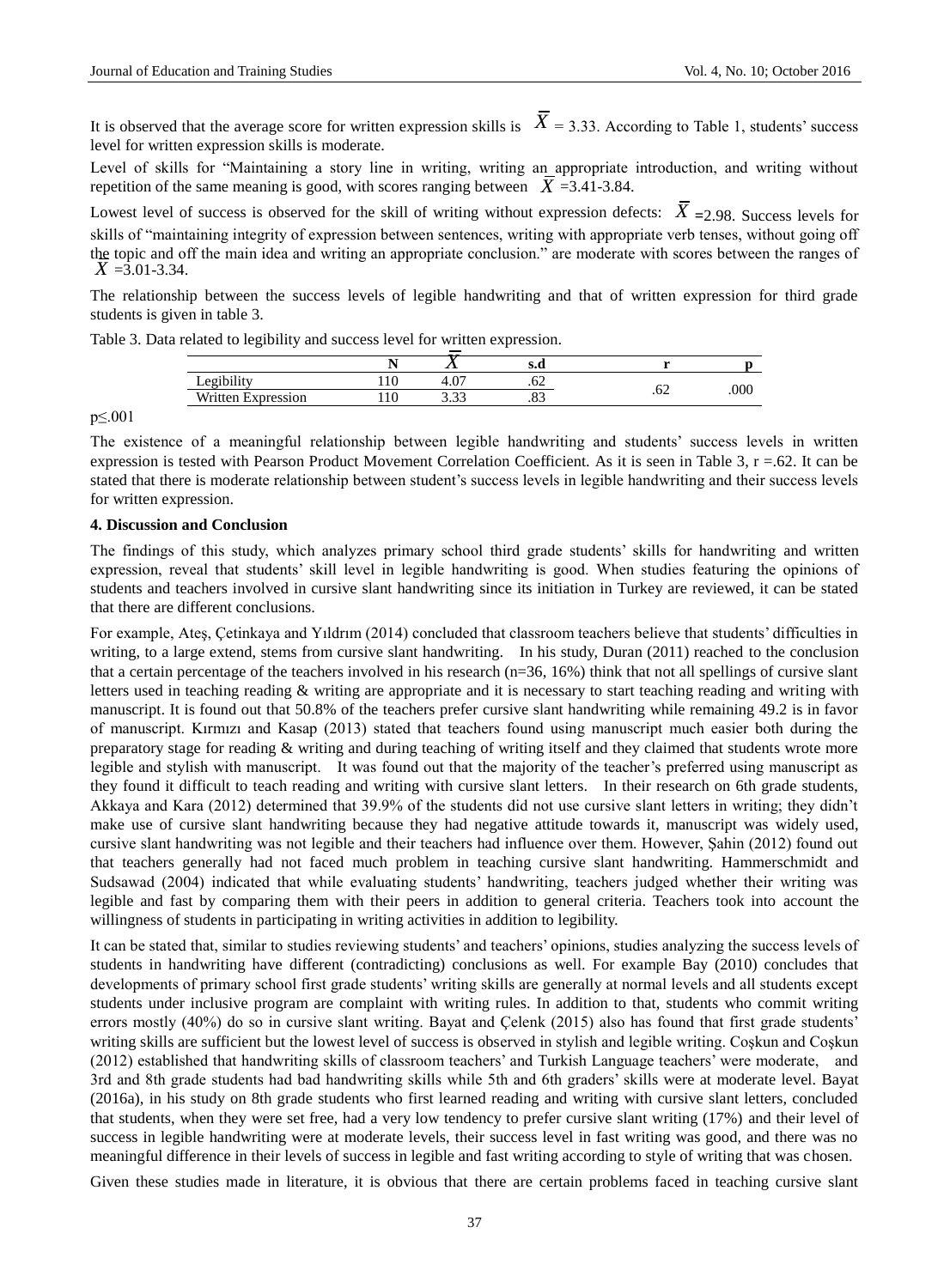It is observed that the average score for written expression skills is $\overline{X}$ = 3.33. According to Table 1, students' success level for written expression skills is moderate.

Level of skills for "Maintaining a story line in writing, writing an appropriate introduction, and writing without repetition of the same meaning is good, with scores ranging between $\overline{X}$ =3.41-3.84.

Lowest level of success is observed for the skill of writing without expression defects: $\overline{X}$ =2.98. Success levels for skills of "maintaining integrity of expression between sentences, writing with appropriate verb tenses, without going off the topic and off the main idea and writing an appropriate conclusion." are moderate with scores between the ranges of $\overline{X}$ =3.01-3.34.

The relationship between the success levels of legible handwriting and that of written expression for third grade students is given in table 3.

Table 3. Data related to legibility and success level for written expression.

| | N | $\overline{X}$ | s.d | r | p |
|---|---|---|---|---|---|
| Legibility | 110 | 4.07 | .62 | .62 | .000 |
| Written Expression | 110 | 3.33 | .83 | | |

p≤.001

The existence of a meaningful relationship between legible handwriting and students' success levels in written expression is tested with Pearson Product Movement Correlation Coefficient. As it is seen in Table 3, r =.62. It can be stated that there is moderate relationship between student's success levels in legible handwriting and their success levels for written expression.

## 4. Discussion and Conclusion

The findings of this study, which analyzes primary school third grade students' skills for handwriting and written expression, reveal that students' skill level in legible handwriting is good. When studies featuring the opinions of students and teachers involved in cursive slant handwriting since its initiation in Turkey are reviewed, it can be stated that there are different conclusions.

For example, Ateş, Çetinkaya and Yıldırım (2014) concluded that classroom teachers believe that students' difficulties in writing, to a large extend, stems from cursive slant handwriting. In his study, Duran (2011) reached to the conclusion that a certain percentage of the teachers involved in his research (n=36, 16%) think that not all spellings of cursive slant letters used in teaching reading & writing are appropriate and it is necessary to start teaching reading and writing with manuscript. It is found out that 50.8% of the teachers prefer cursive slant handwriting while remaining 49.2 is in favor of manuscript. Kırmızı and Kasap (2013) stated that teachers found using manuscript much easier both during the preparatory stage for reading & writing and during teaching of writing itself and they claimed that students wrote more legible and stylish with manuscript. It was found out that the majority of the teacher's preferred using manuscript as they found it difficult to teach reading and writing with cursive slant letters. In their research on 6th grade students, Akkaya and Kara (2012) determined that 39.9% of the students did not use cursive slant letters in writing; they didn't make use of cursive slant handwriting because they had negative attitude towards it, manuscript was widely used, cursive slant handwriting was not legible and their teachers had influence over them. However, Şahin (2012) found out that teachers generally had not faced much problem in teaching cursive slant handwriting. Hammerschmidt and Sudsawad (2004) indicated that while evaluating students' handwriting, teachers judged whether their writing was legible and fast by comparing them with their peers in addition to general criteria. Teachers took into account the willingness of students in participating in writing activities in addition to legibility.

It can be stated that, similar to studies reviewing students' and teachers' opinions, studies analyzing the success levels of students in handwriting have different (contradicting) conclusions as well. For example Bay (2010) concludes that developments of primary school first grade students' writing skills are generally at normal levels and all students except students under inclusive program are complaint with writing rules. In addition to that, students who commit writing errors mostly (40%) do so in cursive slant writing. Bayat and Çelenk (2015) also has found that first grade students' writing skills are sufficient but the lowest level of success is observed in stylish and legible writing. Coşkun and Coşkun (2012) established that handwriting skills of classroom teachers' and Turkish Language teachers' were moderate, and 3rd and 8th grade students had bad handwriting skills while 5th and 6th graders' skills were at moderate level. Bayat (2016a), in his study on 8th grade students who first learned reading and writing with cursive slant letters, concluded that students, when they were set free, had a very low tendency to prefer cursive slant writing (17%) and their level of success in legible handwriting were at moderate levels, their success level in fast writing was good, and there was no meaningful difference in their levels of success in legible and fast writing according to style of writing that was chosen.

Given these studies made in literature, it is obvious that there are certain problems faced in teaching cursive slant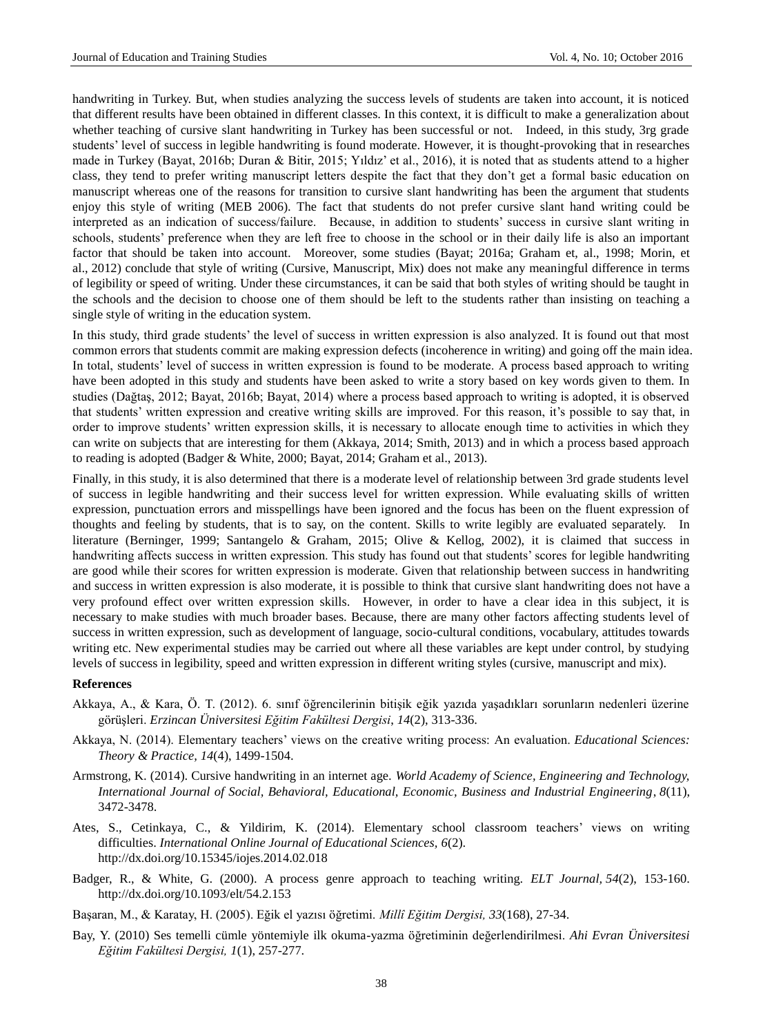handwriting in Turkey. But, when studies analyzing the success levels of students are taken into account, it is noticed that different results have been obtained in different classes. In this context, it is difficult to make a generalization about whether teaching of cursive slant handwriting in Turkey has been successful or not. Indeed, in this study, 3rg grade students' level of success in legible handwriting is found moderate. However, it is thought-provoking that in researches made in Turkey (Bayat, 2016b; Duran & Bitir, 2015; Yıldız' et al., 2016), it is noted that as students attend to a higher class, they tend to prefer writing manuscript letters despite the fact that they don't get a formal basic education on manuscript whereas one of the reasons for transition to cursive slant handwriting has been the argument that students enjoy this style of writing (MEB 2006). The fact that students do not prefer cursive slant hand writing could be interpreted as an indication of success/failure. Because, in addition to students' success in cursive slant writing in schools, students' preference when they are left free to choose in the school or in their daily life is also an important factor that should be taken into account. Moreover, some studies (Bayat; 2016a; Graham et, al., 1998; Morin, et al., 2012) conclude that style of writing (Cursive, Manuscript, Mix) does not make any meaningful difference in terms of legibility or speed of writing. Under these circumstances, it can be said that both styles of writing should be taught in the schools and the decision to choose one of them should be left to the students rather than insisting on teaching a single style of writing in the education system.

In this study, third grade students' the level of success in written expression is also analyzed. It is found out that most common errors that students commit are making expression defects (incoherence in writing) and going off the main idea. In total, students' level of success in written expression is found to be moderate. A process based approach to writing have been adopted in this study and students have been asked to write a story based on key words given to them. In studies (Dağtaş, 2012; Bayat, 2016b; Bayat, 2014) where a process based approach to writing is adopted, it is observed that students' written expression and creative writing skills are improved. For this reason, it's possible to say that, in order to improve students' written expression skills, it is necessary to allocate enough time to activities in which they can write on subjects that are interesting for them (Akkaya, 2014; Smith, 2013) and in which a process based approach to reading is adopted (Badger & White, 2000; Bayat, 2014; Graham et al., 2013).

Finally, in this study, it is also determined that there is a moderate level of relationship between 3rd grade students level of success in legible handwriting and their success level for written expression. While evaluating skills of written expression, punctuation errors and misspellings have been ignored and the focus has been on the fluent expression of thoughts and feeling by students, that is to say, on the content. Skills to write legibly are evaluated separately. In literature (Berninger, 1999; Santangelo & Graham, 2015; Olive & Kellog, 2002), it is claimed that success in handwriting affects success in written expression. This study has found out that students' scores for legible handwriting are good while their scores for written expression is moderate. Given that relationship between success in handwriting and success in written expression is also moderate, it is possible to think that cursive slant handwriting does not have a very profound effect over written expression skills. However, in order to have a clear idea in this subject, it is necessary to make studies with much broader bases. Because, there are many other factors affecting students level of success in written expression, such as development of language, socio-cultural conditions, vocabulary, attitudes towards writing etc. New experimental studies may be carried out where all these variables are kept under control, by studying levels of success in legibility, speed and written expression in different writing styles (cursive, manuscript and mix).

## References

Akkaya, A., & Kara, Ö. T. (2012). 6. sınıf öğrencilerinin bitişik eğik yazıda yaşadıkları sorunların nedenleri üzerine görüşleri. *Erzincan Üniversitesi Eğitim Fakültesi Dergisi, 14*(2), 313-336.

Akkaya, N. (2014). Elementary teachers' views on the creative writing process: An evaluation. *Educational Sciences: Theory & Practice, 14*(4), 1499-1504.

Armstrong, K. (2014). Cursive handwriting in an internet age. *World Academy of Science, Engineering and Technology, International Journal of Social, Behavioral, Educational, Economic, Business and Industrial Engineering*, *8*(11), 3472-3478.

Ates, S., Cetinkaya, C., & Yildirim, K. (2014). Elementary school classroom teachers' views on writing difficulties. *International Online Journal of Educational Sciences, 6*(2). http://dx.doi.org/10.15345/iojes.2014.02.018

Badger, R., & White, G. (2000). A process genre approach to teaching writing. *ELT Journal, 54*(2), 153-160. http://dx.doi.org/10.1093/elt/54.2.153

Başaran, M., & Karatay, H. (2005). Eğik el yazısı öğretimi. *Millî Eğitim Dergisi, 33*(168), 27-34.

Bay, Y. (2010) Ses temelli cümle yöntemiyle ilk okuma-yazma öğretiminin değerlendirilmesi. *Ahi Evran Üniversitesi Eğitim Fakültesi Dergisi, 1*(1), 257-277.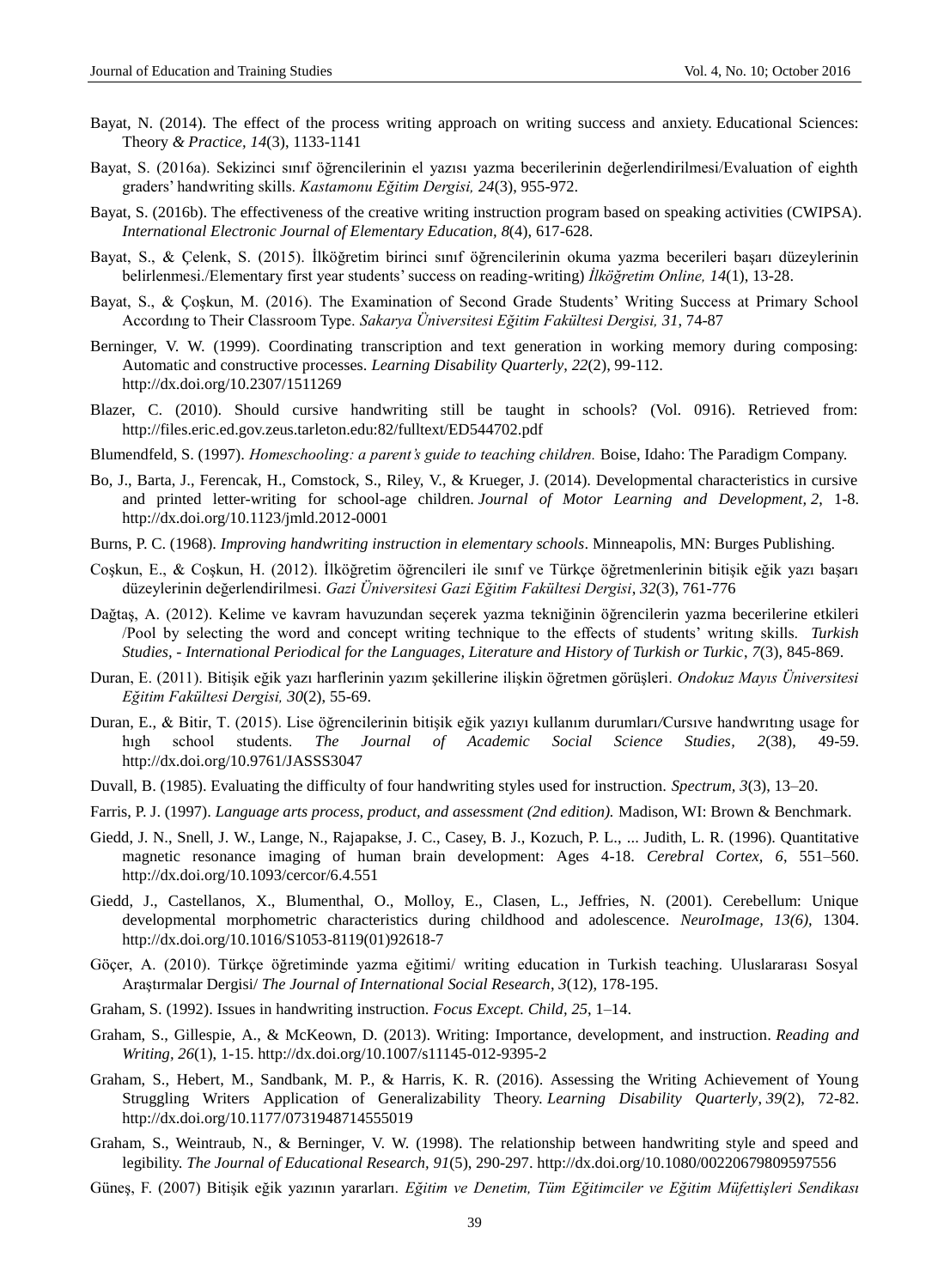Bayat, N. (2014). The effect of the process writing approach on writing success and anxiety. Educational Sciences: Theory *& Practice, 14*(3), 1133-1141

Bayat, S. (2016a). Sekizinci sınıf öğrencilerinin el yazısı yazma becerilerinin değerlendirilmesi/Evaluation of eighth graders' handwriting skills. *Kastamonu Eğitim Dergisi, 24*(3), 955-972.

Bayat, S. (2016b). The effectiveness of the creative writing instruction program based on speaking activities (CWIPSA). *International Electronic Journal of Elementary Education, 8*(4), 617-628.

Bayat, S., & Çelenk, S. (2015). İlköğretim birinci sınıf öğrencilerinin okuma yazma becerileri başarı düzeylerinin belirlenmesi./Elementary first year students' success on reading-writing) *İlköğretim Online, 14*(1), 13-28.

Bayat, S., & Çoşkun, M. (2016). The Examination of Second Grade Students' Writing Success at Primary School Accordıng to Their Classroom Type. *Sakarya Üniversitesi Eğitim Fakültesi Dergisi, 31*, 74-87

Berninger, V. W. (1999). Coordinating transcription and text generation in working memory during composing: Automatic and constructive processes. *Learning Disability Quarterly, 22*(2), 99-112. http://dx.doi.org/10.2307/1511269

Blazer, C. (2010). Should cursive handwriting still be taught in schools? (Vol. 0916). Retrieved from: http://files.eric.ed.gov.zeus.tarleton.edu:82/fulltext/ED544702.pdf

Blumendfeld, S. (1997). *Homeschooling: a parent's guide to teaching children.* Boise, Idaho: The Paradigm Company.

Bo, J., Barta, J., Ferencak, H., Comstock, S., Riley, V., & Krueger, J. (2014). Developmental characteristics in cursive and printed letter-writing for school-age children. *Journal of Motor Learning and Development, 2,* 1-8. http://dx.doi.org/10.1123/jmld.2012-0001

Burns, P. C. (1968). *Improving handwriting instruction in elementary schools*. Minneapolis, MN: Burges Publishing.

Coşkun, E., & Coşkun, H. (2012). İlköğretim öğrencileri ile sınıf ve Türkçe öğretmenlerinin bitişik eğik yazı başarı düzeylerinin değerlendirilmesi. *Gazi Üniversitesi Gazi Eğitim Fakültesi Dergisi*, *32*(3), 761-776

Dağtaş, A. (2012). Kelime ve kavram havuzundan seçerek yazma tekniğinin öğrencilerin yazma becerilerine etkileri /Pool by selecting the word and concept writing technique to the effects of students' writıng skills. *Turkish Studies, - International Periodical for the Languages, Literature and History of Turkish or Turkic*, *7*(3), 845-869.

Duran, E. (2011). Bitişik eğik yazı harflerinin yazım şekillerine ilişkin öğretmen görüşleri. *Ondokuz Mayıs Üniversitesi Eğitim Fakültesi Dergisi, 30*(2), 55-69.

Duran, E., & Bitir, T. (2015). Lise öğrencilerinin bitişik eğik yazıyı kullanım durumları/Cursıve handwrıtıng usage for hıgh school students. *The Journal of Academic Social Science Studies*, *2*(38), 49-59. http://dx.doi.org/10.9761/JASSS3047

Duvall, B. (1985). Evaluating the difficulty of four handwriting styles used for instruction. *Spectrum, 3*(3), 13–20.

Farris, P. J. (1997). *Language arts process, product, and assessment (2nd edition).* Madison, WI: Brown & Benchmark.

Giedd, J. N., Snell, J. W., Lange, N., Rajapakse, J. C., Casey, B. J., Kozuch, P. L., ... Judith, L. R. (1996). Quantitative magnetic resonance imaging of human brain development: Ages 4-18. *Cerebral Cortex, 6*, 551–560. http://dx.doi.org/10.1093/cercor/6.4.551

Giedd, J., Castellanos, X., Blumenthal, O., Molloy, E., Clasen, L., Jeffries, N. (2001). Cerebellum: Unique developmental morphometric characteristics during childhood and adolescence. *NeuroImage, 13(6),* 1304. http://dx.doi.org/10.1016/S1053-8119(01)92618-7

Göçer, A. (2010). Türkçe öğretiminde yazma eğitimi/ writing education in Turkish teaching. Uluslararası Sosyal Araştırmalar Dergisi/ *The Journal of International Social Research*, *3*(12), 178-195.

Graham, S. (1992). Issues in handwriting instruction. *Focus Except. Child, 25,* 1–14.

Graham, S., Gillespie, A., & McKeown, D. (2013). Writing: Importance, development, and instruction. *Reading and Writing*, *26*(1), 1-15. http://dx.doi.org/10.1007/s11145-012-9395-2

Graham, S., Hebert, M., Sandbank, M. P., & Harris, K. R. (2016). Assessing the Writing Achievement of Young Struggling Writers Application of Generalizability Theory. *Learning Disability Quarterly*, *39*(2), 72-82. http://dx.doi.org/10.1177/0731948714555019

Graham, S., Weintraub, N., & Berninger, V. W. (1998). The relationship between handwriting style and speed and legibility. *The Journal of Educational Research, 91*(5), 290-297. http://dx.doi.org/10.1080/00220679809597556

Güneş, F. (2007) Bitişik eğik yazının yararları. *Eğitim ve Denetim, Tüm Eğitimciler ve Eğitim Müfettişleri Sendikası*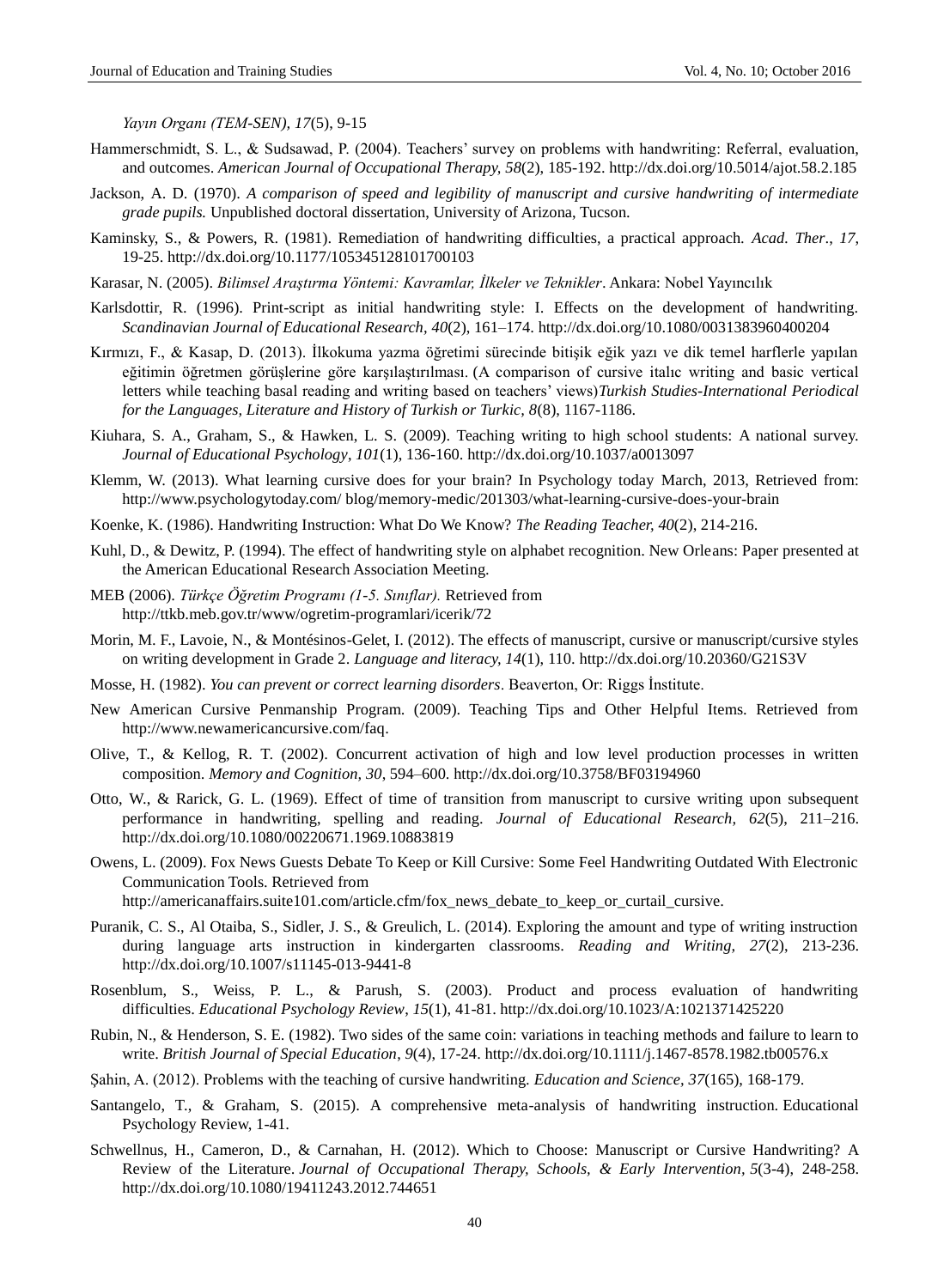*Yayın Organı (TEM-SEN), 17*(5), 9-15

Hammerschmidt, S. L., & Sudsawad, P. (2004). Teachers' survey on problems with handwriting: Referral, evaluation, and outcomes. *American Journal of Occupational Therapy, 58*(2), 185-192. http://dx.doi.org/10.5014/ajot.58.2.185

Jackson, A. D. (1970). *A comparison of speed and legibility of manuscript and cursive handwriting of intermediate grade pupils.* Unpublished doctoral dissertation, University of Arizona, Tucson.

Kaminsky, S., & Powers, R. (1981). Remediation of handwriting difficulties, a practical approach. *Acad. Ther., 17*, 19-25. http://dx.doi.org/10.1177/105345128101700103

Karasar, N. (2005). *Bilimsel Araştırma Yöntemi: Kavramlar, İlkeler ve Teknikler*. Ankara: Nobel Yayıncılık

Karlsdottir, R. (1996). Print-script as initial handwriting style: I. Effects on the development of handwriting. *Scandinavian Journal of Educational Research, 40*(2), 161–174. http://dx.doi.org/10.1080/0031383960400204

Kırmızı, F., & Kasap, D. (2013). İlkokuma yazma öğretimi sürecinde bitişik eğik yazı ve dik temel harflerle yapılan eğitimin öğretmen görüşlerine göre karşılaştırılması. (A comparison of cursive italıc writing and basic vertical letters while teaching basal reading and writing based on teachers' views)*Turkish Studies-International Periodical for the Languages, Literature and History of Turkish or Turkic, 8*(8), 1167-1186.

Kiuhara, S. A., Graham, S., & Hawken, L. S. (2009). Teaching writing to high school students: A national survey. *Journal of Educational Psychology*, *101*(1), 136-160. http://dx.doi.org/10.1037/a0013097

Klemm, W. (2013). What learning cursive does for your brain? In Psychology today March, 2013, Retrieved from: http://www.psychologytoday.com/ blog/memory-medic/201303/what-learning-cursive-does-your-brain

Koenke, K. (1986). Handwriting Instruction: What Do We Know? *The Reading Teacher, 40*(2), 214-216.

Kuhl, D., & Dewitz, P. (1994). The effect of handwriting style on alphabet recognition. New Orleans: Paper presented at the American Educational Research Association Meeting.

MEB (2006). *Türkçe Öğretim Programı (1-5. Sınıflar).* Retrieved from http://ttkb.meb.gov.tr/www/ogretim-programlari/icerik/72

Morin, M. F., Lavoie, N., & Montésinos-Gelet, I. (2012). The effects of manuscript, cursive or manuscript/cursive styles on writing development in Grade 2. *Language and literacy, 14*(1), 110. http://dx.doi.org/10.20360/G21S3V

Mosse, H. (1982). *You can prevent or correct learning disorders*. Beaverton, Or: Riggs İnstitute.

New American Cursive Penmanship Program. (2009). Teaching Tips and Other Helpful Items. Retrieved from http://www.newamericancursive.com/faq.

Olive, T., & Kellog, R. T. (2002). Concurrent activation of high and low level production processes in written composition. *Memory and Cognition, 30*, 594–600. http://dx.doi.org/10.3758/BF03194960

Otto, W., & Rarick, G. L. (1969). Effect of time of transition from manuscript to cursive writing upon subsequent performance in handwriting, spelling and reading. *Journal of Educational Research, 62*(5), 211–216. http://dx.doi.org/10.1080/00220671.1969.10883819

Owens, L. (2009). Fox News Guests Debate To Keep or Kill Cursive: Some Feel Handwriting Outdated With Electronic Communication Tools. Retrieved from http://americanaffairs.suite101.com/article.cfm/fox_news_debate_to_keep_or_curtail_cursive.

Puranik, C. S., Al Otaiba, S., Sidler, J. S., & Greulich, L. (2014). Exploring the amount and type of writing instruction during language arts instruction in kindergarten classrooms. *Reading and Writing, 27*(2), 213-236. http://dx.doi.org/10.1007/s11145-013-9441-8

Rosenblum, S., Weiss, P. L., & Parush, S. (2003). Product and process evaluation of handwriting difficulties. *Educational Psychology Review*, *15*(1), 41-81. http://dx.doi.org/10.1023/A:1021371425220

Rubin, N., & Henderson, S. E. (1982). Two sides of the same coin: variations in teaching methods and failure to learn to write. *British Journal of Special Education*, *9*(4), 17-24. http://dx.doi.org/10.1111/j.1467-8578.1982.tb00576.x

Şahin, A. (2012). Problems with the teaching of cursive handwriting. *Education and Science, 37*(165), 168-179.

Santangelo, T., & Graham, S. (2015). A comprehensive meta-analysis of handwriting instruction. Educational Psychology Review, 1-41.

Schwellnus, H., Cameron, D., & Carnahan, H. (2012). Which to Choose: Manuscript or Cursive Handwriting? A Review of the Literature. *Journal of Occupational Therapy, Schools, & Early Intervention*, *5*(3-4), 248-258. http://dx.doi.org/10.1080/19411243.2012.744651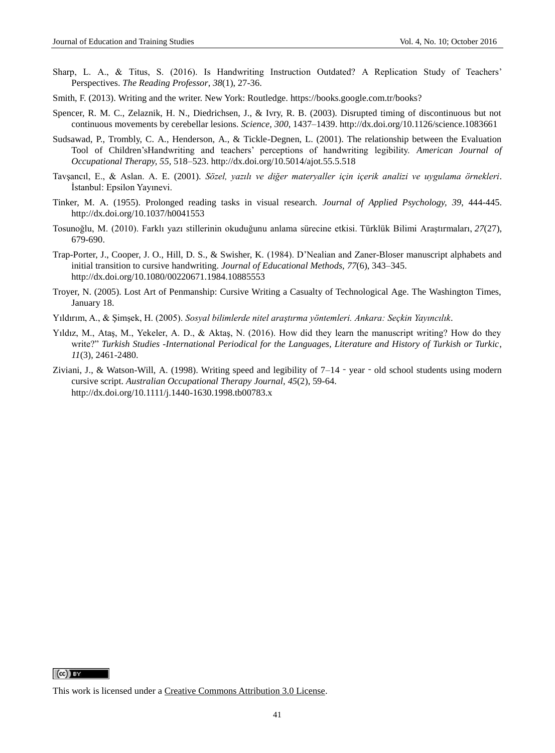Sharp, L. A., & Titus, S. (2016). Is Handwriting Instruction Outdated? A Replication Study of Teachers' Perspectives. *The Reading Professor*, *38*(1), 27-36.

Smith, F. (2013). Writing and the writer. New York: Routledge. https://books.google.com.tr/books?

Spencer, R. M. C., Zelaznik, H. N., Diedrichsen, J., & Ivry, R. B. (2003). Disrupted timing of discontinuous but not continuous movements by cerebellar lesions. *Science, 300*, 1437–1439. http://dx.doi.org/10.1126/science.1083661

Sudsawad, P., Trombly, C. A., Henderson, A., & Tickle-Degnen, L. (2001). The relationship between the Evaluation Tool of Children'sHandwriting and teachers' perceptions of handwriting legibility. *American Journal of Occupational Therapy, 55,* 518–523. http://dx.doi.org/10.5014/ajot.55.5.518

Tavşancıl, E., & Aslan. A. E. (2001). *Sözel, yazılı ve diğer materyaller için içerik analizi ve uygulama örnekleri*. İstanbul: Epsilon Yayınevi.

Tinker, M. A. (1955). Prolonged reading tasks in visual research. *Journal of Applied Psychology, 39*, 444-445. http://dx.doi.org/10.1037/h0041553

Tosunoğlu, M. (2010). Farklı yazı stillerinin okuduğunu anlama sürecine etkisi. Türklük Bilimi Araştırmaları, *27*(27), 679-690.

Trap-Porter, J., Cooper, J. O., Hill, D. S., & Swisher, K. (1984). D'Nealian and Zaner-Bloser manuscript alphabets and initial transition to cursive handwriting. *Journal of Educational Methods*, *77*(6), 343–345. http://dx.doi.org/10.1080/00220671.1984.10885553

Troyer, N. (2005). Lost Art of Penmanship: Cursive Writing a Casualty of Technological Age. The Washington Times, January 18.

Yıldırım, A., & Şimşek, H. (2005). *Sosyal bilimlerde nitel araştırma yöntemleri. Ankara: Seçkin Yayıncılık*.

Yıldız, M., Ataş, M., Yekeler, A. D., & Aktaş, N. (2016). How did they learn the manuscript writing? How do they write?" *Turkish Studies -International Periodical for the Languages, Literature and History of Turkish or Turkic*, *11*(3), 2461-2480.

Ziviani, J., & Watson-Will, A. (1998). Writing speed and legibility of 7–14 - year - old school students using modern cursive script. *Australian Occupational Therapy Journal*, *45*(2), 59-64. http://dx.doi.org/10.1111/j.1440-1630.1998.tb00783.x

This work is licensed under a Creative Commons Attribution 3.0 License.